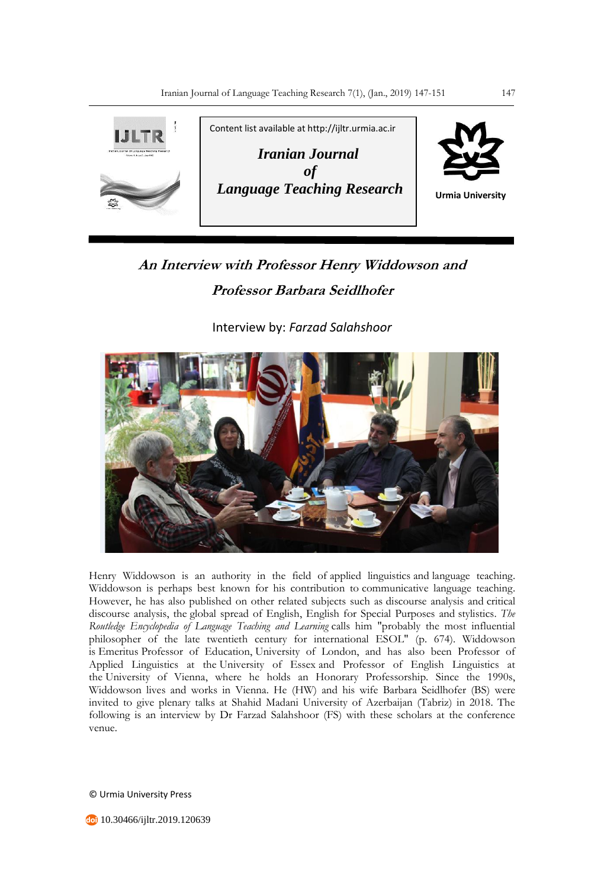Content list available at http://ijltr.urmia.ac.ir

***Iranian Journal of Language Teaching Research***

Urmia University

# *An Interview with Professor Henry Widdowson and Professor Barbara Seidlhofer*

Interview by: *Farzad Salahshoor*

Henry Widdowson is an authority in the field of applied linguistics and language teaching. Widdowson is perhaps best known for his contribution to communicative language teaching. However, he has also published on other related subjects such as discourse analysis and critical discourse analysis, the global spread of English, English for Special Purposes and stylistics. *The Routledge Encyclopedia of Language Teaching and Learning* calls him "probably the most influential philosopher of the late twentieth century for international ESOL" (p. 674). Widdowson is Emeritus Professor of Education, University of London, and has also been Professor of Applied Linguistics at the University of Essex and Professor of English Linguistics at the University of Vienna, where he holds an Honorary Professorship. Since the 1990s, Widdowson lives and works in Vienna. He (HW) and his wife Barbara Seidlhofer (BS) were invited to give plenary talks at Shahid Madani University of Azerbaijan (Tabriz) in 2018. The following is an interview by Dr Farzad Salahshoor (FS) with these scholars at the conference venue.

© Urmia University Press

10.30466/ijltr.2019.120639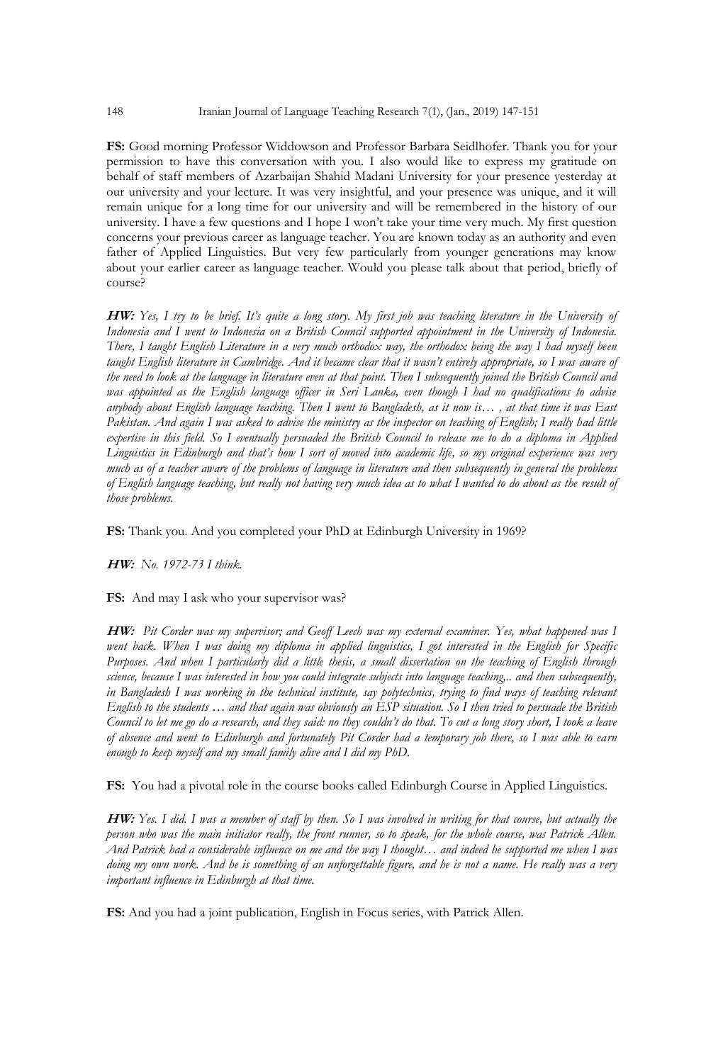**FS:** Good morning Professor Widdowson and Professor Barbara Seidlhofer. Thank you for your permission to have this conversation with you. I also would like to express my gratitude on behalf of staff members of Azarbaijan Shahid Madani University for your presence yesterday at our university and your lecture. It was very insightful, and your presence was unique, and it will remain unique for a long time for our university and will be remembered in the history of our university. I have a few questions and I hope I won't take your time very much. My first question concerns your previous career as language teacher. You are known today as an authority and even father of Applied Linguistics. But very few particularly from younger generations may know about your earlier career as language teacher. Would you please talk about that period, briefly of course?

***HW:*** *Yes, I try to be brief. It's quite a long story. My first job was teaching literature in the University of Indonesia and I went to Indonesia on a British Council supported appointment in the University of Indonesia. There, I taught English Literature in a very much orthodox way, the orthodox being the way I had myself been taught English literature in Cambridge. And it became clear that it wasn't entirely appropriate, so I was aware of the need to look at the language in literature even at that point. Then I subsequently joined the British Council and was appointed as the English language officer in Seri Lanka, even though I had no qualifications to advise anybody about English language teaching. Then I went to Bangladesh, as it now is… , at that time it was East Pakistan. And again I was asked to advise the ministry as the inspector on teaching of English; I really had little expertise in this field. So I eventually persuaded the British Council to release me to do a diploma in Applied Linguistics in Edinburgh and that's how I sort of moved into academic life, so my original experience was very much as of a teacher aware of the problems of language in literature and then subsequently in general the problems of English language teaching, but really not having very much idea as to what I wanted to do about as the result of those problems.*

**FS:** Thank you. And you completed your PhD at Edinburgh University in 1969?

***HW:*** *No. 1972-73 I think.*

**FS:** And may I ask who your supervisor was?

***HW:*** *Pit Corder was my supervisor; and Geoff Leech was my external examiner. Yes, what happened was I went back. When I was doing my diploma in applied linguistics, I got interested in the English for Specific Purposes. And when I particularly did a little thesis, a small dissertation on the teaching of English through science, because I was interested in how you could integrate subjects into language teaching,.. and then subsequently, in Bangladesh I was working in the technical institute, say polytechnics, trying to find ways of teaching relevant English to the students … and that again was obviously an ESP situation. So I then tried to persuade the British Council to let me go do a research, and they said: no they couldn't do that. To cut a long story short, I took a leave of absence and went to Edinburgh and fortunately Pit Corder had a temporary job there, so I was able to earn enough to keep myself and my small family alive and I did my PhD.*

**FS:** You had a pivotal role in the course books called Edinburgh Course in Applied Linguistics.

***HW:*** *Yes. I did. I was a member of staff by then. So I was involved in writing for that course, but actually the person who was the main initiator really, the front runner, so to speak, for the whole course, was Patrick Allen. And Patrick had a considerable influence on me and the way I thought… and indeed he supported me when I was doing my own work. And he is something of an unforgettable figure, and he is not a name. He really was a very important influence in Edinburgh at that time.*

**FS:** And you had a joint publication, English in Focus series, with Patrick Allen.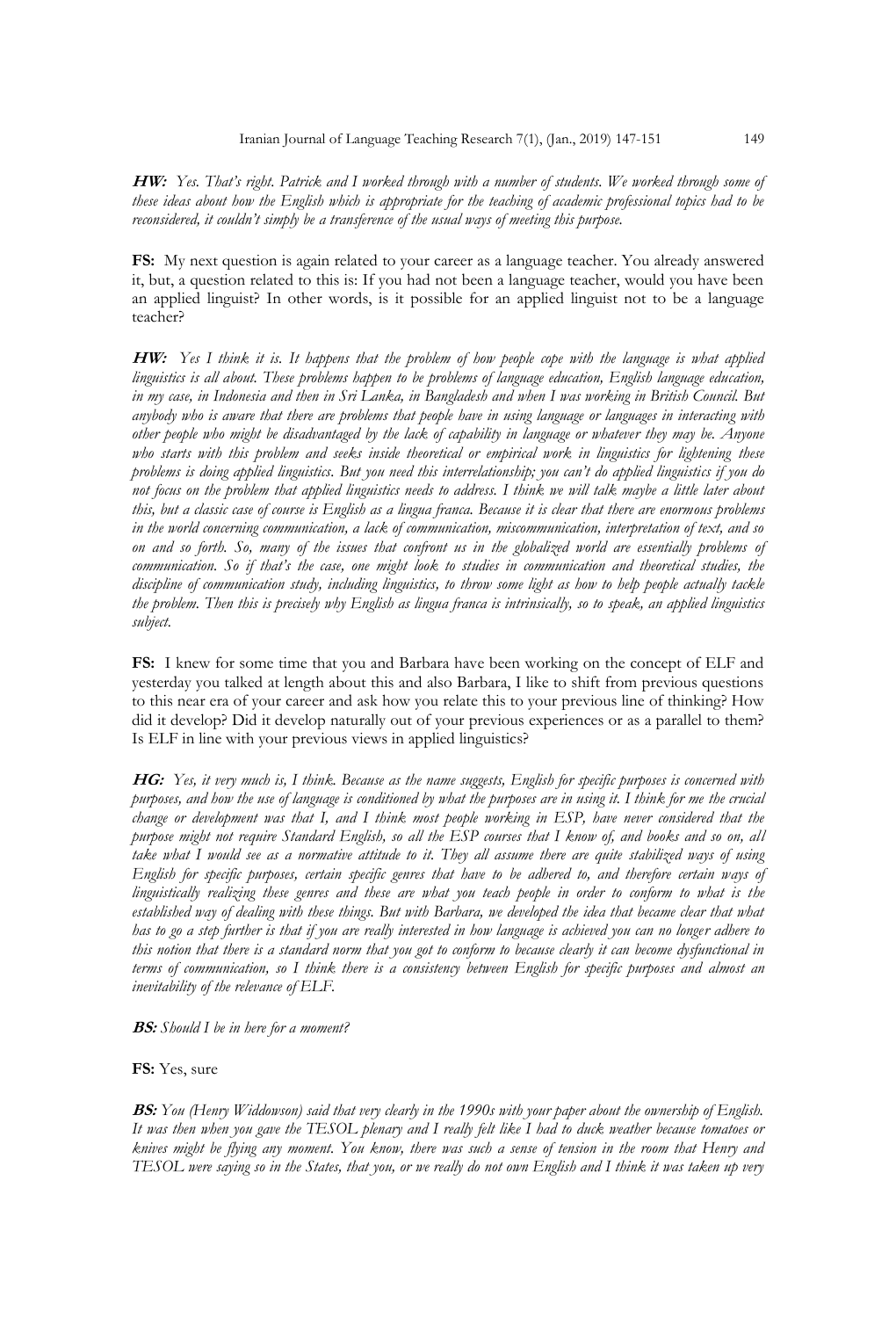***HW:*** *Yes. That's right. Patrick and I worked through with a number of students. We worked through some of these ideas about how the English which is appropriate for the teaching of academic professional topics had to be reconsidered, it couldn't simply be a transference of the usual ways of meeting this purpose.*

**FS:** My next question is again related to your career as a language teacher. You already answered it, but, a question related to this is: If you had not been a language teacher, would you have been an applied linguist? In other words, is it possible for an applied linguist not to be a language teacher?

***HW:*** *Yes I think it is. It happens that the problem of how people cope with the language is what applied linguistics is all about. These problems happen to be problems of language education, English language education, in my case, in Indonesia and then in Sri Lanka, in Bangladesh and when I was working in British Council. But anybody who is aware that there are problems that people have in using language or languages in interacting with other people who might be disadvantaged by the lack of capability in language or whatever they may be. Anyone who starts with this problem and seeks inside theoretical or empirical work in linguistics for lightening these problems is doing applied linguistics. But you need this interrelationship; you can't do applied linguistics if you do not focus on the problem that applied linguistics needs to address. I think we will talk maybe a little later about this, but a classic case of course is English as a lingua franca. Because it is clear that there are enormous problems in the world concerning communication, a lack of communication, miscommunication, interpretation of text, and so on and so forth. So, many of the issues that confront us in the globalized world are essentially problems of communication. So if that's the case, one might look to studies in communication and theoretical studies, the discipline of communication study, including linguistics, to throw some light as how to help people actually tackle the problem. Then this is precisely why English as lingua franca is intrinsically, so to speak, an applied linguistics subject.*

**FS:** I knew for some time that you and Barbara have been working on the concept of ELF and yesterday you talked at length about this and also Barbara, I like to shift from previous questions to this near era of your career and ask how you relate this to your previous line of thinking? How did it develop? Did it develop naturally out of your previous experiences or as a parallel to them? Is ELF in line with your previous views in applied linguistics?

***HG:*** *Yes, it very much is, I think. Because as the name suggests, English for specific purposes is concerned with purposes, and how the use of language is conditioned by what the purposes are in using it. I think for me the crucial change or development was that I, and I think most people working in ESP, have never considered that the purpose might not require Standard English, so all the ESP courses that I know of, and books and so on, all take what I would see as a normative attitude to it. They all assume there are quite stabilized ways of using English for specific purposes, certain specific genres that have to be adhered to, and therefore certain ways of linguistically realizing these genres and these are what you teach people in order to conform to what is the established way of dealing with these things. But with Barbara, we developed the idea that became clear that what has to go a step further is that if you are really interested in how language is achieved you can no longer adhere to this notion that there is a standard norm that you got to conform to because clearly it can become dysfunctional in terms of communication, so I think there is a consistency between English for specific purposes and almost an inevitability of the relevance of ELF.*

***BS:*** *Should I be in here for a moment?*

**FS:** Yes, sure

***BS:*** *You (Henry Widdowson) said that very clearly in the 1990s with your paper about the ownership of English. It was then when you gave the TESOL plenary and I really felt like I had to duck weather because tomatoes or knives might be flying any moment. You know, there was such a sense of tension in the room that Henry and TESOL were saying so in the States, that you, or we really do not own English and I think it was taken up very*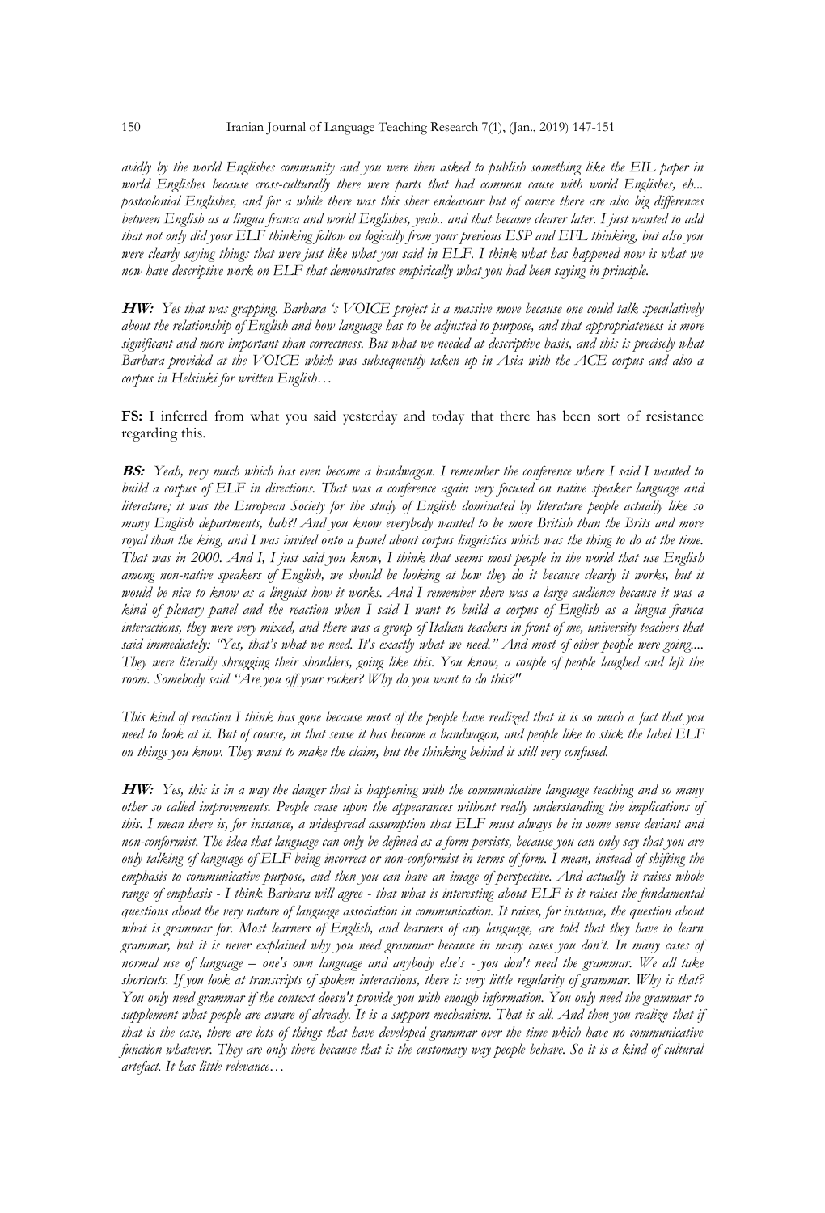*avidly by the world Englishes community and you were then asked to publish something like the EIL paper in world Englishes because cross-culturally there were parts that had common cause with world Englishes, eh... postcolonial Englishes, and for a while there was this sheer endeavour but of course there are also big differences between English as a lingua franca and world Englishes, yeah.. and that became clearer later. I just wanted to add that not only did your ELF thinking follow on logically from your previous ESP and EFL thinking, but also you were clearly saying things that were just like what you said in ELF. I think what has happened now is what we now have descriptive work on ELF that demonstrates empirically what you had been saying in principle.*

***HW:*** *Yes that was grapping. Barbara 's VOICE project is a massive move because one could talk speculatively about the relationship of English and how language has to be adjusted to purpose, and that appropriateness is more significant and more important than correctness. But what we needed at descriptive basis, and this is precisely what Barbara provided at the VOICE which was subsequently taken up in Asia with the ACE corpus and also a corpus in Helsinki for written English…*

**FS:** I inferred from what you said yesterday and today that there has been sort of resistance regarding this.

***BS:*** *Yeah, very much which has even become a bandwagon. I remember the conference where I said I wanted to build a corpus of ELF in directions. That was a conference again very focused on native speaker language and literature; it was the European Society for the study of English dominated by literature people actually like so many English departments, hah?! And you know everybody wanted to be more British than the Brits and more royal than the king, and I was invited onto a panel about corpus linguistics which was the thing to do at the time. That was in 2000. And I, I just said you know, I think that seems most people in the world that use English among non-native speakers of English, we should be looking at how they do it because clearly it works, but it would be nice to know as a linguist how it works. And I remember there was a large audience because it was a kind of plenary panel and the reaction when I said I want to build a corpus of English as a lingua franca interactions, they were very mixed, and there was a group of Italian teachers in front of me, university teachers that said immediately: "Yes, that's what we need. It's exactly what we need." And most of other people were going.... They were literally shrugging their shoulders, going like this. You know, a couple of people laughed and left the room. Somebody said "Are you off your rocker? Why do you want to do this?"*

*This kind of reaction I think has gone because most of the people have realized that it is so much a fact that you need to look at it. But of course, in that sense it has become a bandwagon, and people like to stick the label ELF on things you know. They want to make the claim, but the thinking behind it still very confused.*

***HW:*** *Yes, this is in a way the danger that is happening with the communicative language teaching and so many other so called improvements. People cease upon the appearances without really understanding the implications of this. I mean there is, for instance, a widespread assumption that ELF must always be in some sense deviant and non-conformist. The idea that language can only be defined as a form persists, because you can only say that you are only talking of language of ELF being incorrect or non-conformist in terms of form. I mean, instead of shifting the emphasis to communicative purpose, and then you can have an image of perspective. And actually it raises whole range of emphasis - I think Barbara will agree - that what is interesting about ELF is it raises the fundamental questions about the very nature of language association in communication. It raises, for instance, the question about what is grammar for. Most learners of English, and learners of any language, are told that they have to learn grammar, but it is never explained why you need grammar because in many cases you don't. In many cases of normal use of language – one's own language and anybody else's - you don't need the grammar. We all take shortcuts. If you look at transcripts of spoken interactions, there is very little regularity of grammar. Why is that? You only need grammar if the context doesn't provide you with enough information. You only need the grammar to supplement what people are aware of already. It is a support mechanism. That is all. And then you realize that if that is the case, there are lots of things that have developed grammar over the time which have no communicative function whatever. They are only there because that is the customary way people behave. So it is a kind of cultural artefact. It has little relevance…*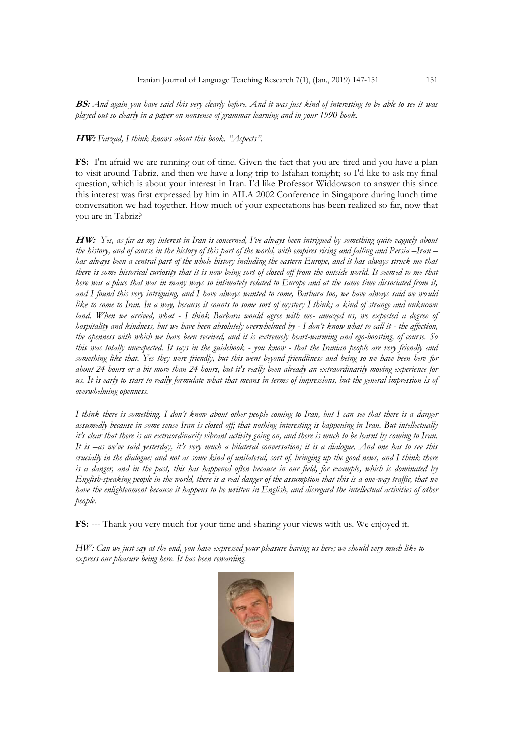**BS:** *And again you have said this very clearly before. And it was just kind of interesting to be able to see it was played out so clearly in a paper on nonsense of grammar learning and in your 1990 book.*

**HW:** *Farzad, I think knows about this book. "Aspects".*

**FS:** I'm afraid we are running out of time. Given the fact that you are tired and you have a plan to visit around Tabriz, and then we have a long trip to Isfahan tonight; so I'd like to ask my final question, which is about your interest in Iran. I'd like Professor Widdowson to answer this since this interest was first expressed by him in AILA 2002 Conference in Singapore during lunch time conversation we had together. How much of your expectations has been realized so far, now that you are in Tabriz?

**HW:** *Yes, as far as my interest in Iran is concerned, I've always been intrigued by something quite vaguely about the history, and of course in the history of this part of the world, with empires rising and falling and Persia –Iran – has always been a central part of the whole history including the eastern Europe, and it has always struck me that there is some historical curiosity that it is now being sort of closed off from the outside world. It seemed to me that here was a place that was in many ways so intimately related to Europe and at the same time dissociated from it, and I found this very intriguing, and I have always wanted to come, Barbara too, we have always said we would like to come to Iran. In a way, because it counts to some sort of mystery I think; a kind of strange and unknown land. When we arrived, what - I think Barbara would agree with me- amazed us, we expected a degree of hospitality and kindness, but we have been absolutely overwhelmed by - I don't know what to call it - the affection, the openness with which we have been received, and it is extremely heart-warming and ego-boosting, of course. So this was totally unexpected. It says in the guidebook - you know - that the Iranian people are very friendly and something like that. Yes they were friendly, but this went beyond friendliness and being so we have been here for about 24 hours or a bit more than 24 hours, but it's really been already an extraordinarily moving experience for us. It is early to start to really formulate what that means in terms of impressions, but the general impression is of overwhelming openness.*

*I think there is something. I don't know about other people coming to Iran, but I can see that there is a danger assumedly because in some sense Iran is closed off; that nothing interesting is happening in Iran. But intellectually it's clear that there is an extraordinarily vibrant activity going on, and there is much to be learnt by coming to Iran. It is –as we've said yesterday, it's very much a bilateral conversation; it is a dialogue. And one has to see this crucially in the dialogue; and not as some kind of unilateral, sort of, bringing up the good news, and I think there is a danger, and in the past, this has happened often because in our field, for example, which is dominated by English-speaking people in the world, there is a real danger of the assumption that this is a one-way traffic, that we have the enlightenment because it happens to be written in English, and disregard the intellectual activities of other people.*

**FS:** --- Thank you very much for your time and sharing your views with us. We enjoyed it.

*HW: Can we just say at the end, you have expressed your pleasure having us here; we should very much like to express our pleasure being here. It has been rewarding.*